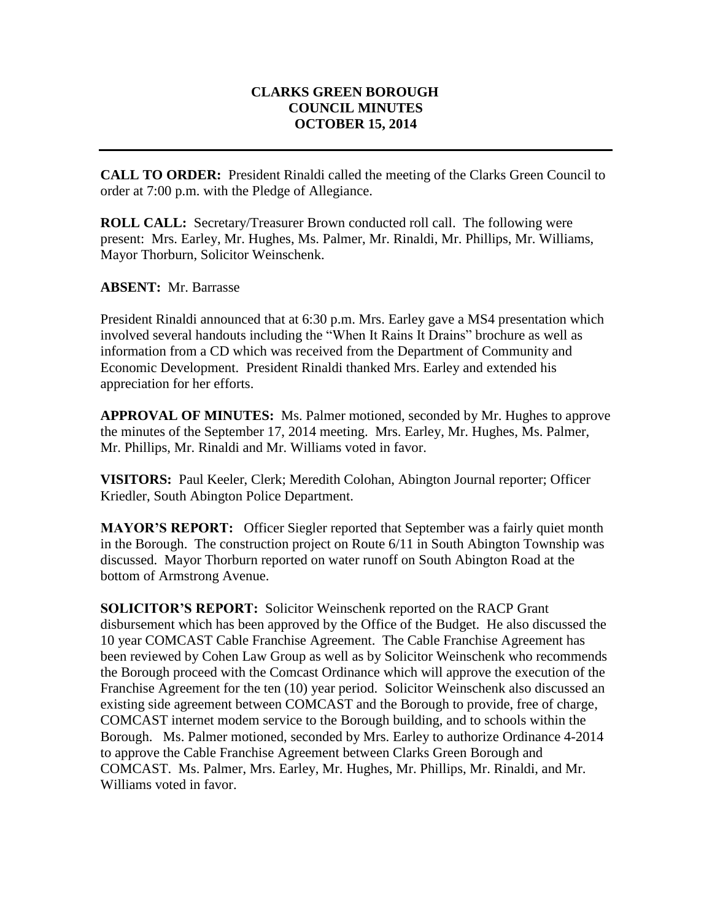# CLARKS GREEN BOROUGH
## COUNCIL MINUTES
## OCTOBER 15, 2014

---

**CALL TO ORDER:** President Rinaldi called the meeting of the Clarks Green Council to order at 7:00 p.m. with the Pledge of Allegiance.

**ROLL CALL:** Secretary/Treasurer Brown conducted roll call. The following were present: Mrs. Earley, Mr. Hughes, Ms. Palmer, Mr. Rinaldi, Mr. Phillips, Mr. Williams, Mayor Thorburn, Solicitor Weinschenk.

**ABSENT:** Mr. Barrasse

President Rinaldi announced that at 6:30 p.m. Mrs. Earley gave a MS4 presentation which involved several handouts including the "When It Rains It Drains" brochure as well as information from a CD which was received from the Department of Community and Economic Development. President Rinaldi thanked Mrs. Earley and extended his appreciation for her efforts.

**APPROVAL OF MINUTES:** Ms. Palmer motioned, seconded by Mr. Hughes to approve the minutes of the September 17, 2014 meeting. Mrs. Earley, Mr. Hughes, Ms. Palmer, Mr. Phillips, Mr. Rinaldi and Mr. Williams voted in favor.

**VISITORS:** Paul Keeler, Clerk; Meredith Colohan, Abington Journal reporter; Officer Kriedler, South Abington Police Department.

**MAYOR'S REPORT:** Officer Siegler reported that September was a fairly quiet month in the Borough. The construction project on Route 6/11 in South Abington Township was discussed. Mayor Thorburn reported on water runoff on South Abington Road at the bottom of Armstrong Avenue.

**SOLICITOR'S REPORT:** Solicitor Weinschenk reported on the RACP Grant disbursement which has been approved by the Office of the Budget. He also discussed the 10 year COMCAST Cable Franchise Agreement. The Cable Franchise Agreement has been reviewed by Cohen Law Group as well as by Solicitor Weinschenk who recommends the Borough proceed with the Comcast Ordinance which will approve the execution of the Franchise Agreement for the ten (10) year period. Solicitor Weinschenk also discussed an existing side agreement between COMCAST and the Borough to provide, free of charge, COMCAST internet modem service to the Borough building, and to schools within the Borough. Ms. Palmer motioned, seconded by Mrs. Earley to authorize Ordinance 4-2014 to approve the Cable Franchise Agreement between Clarks Green Borough and COMCAST. Ms. Palmer, Mrs. Earley, Mr. Hughes, Mr. Phillips, Mr. Rinaldi, and Mr. Williams voted in favor.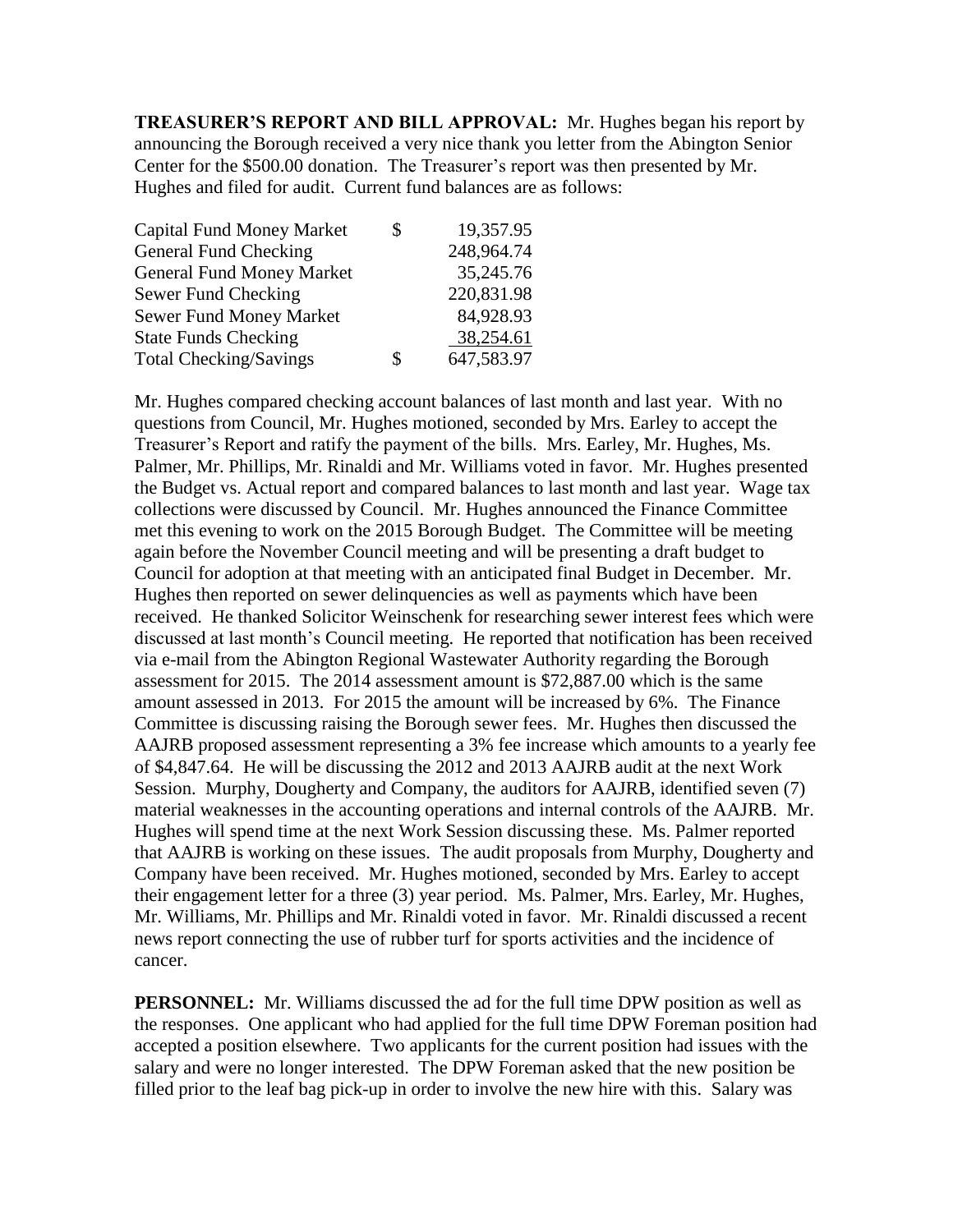**TREASURER'S REPORT AND BILL APPROVAL:** Mr. Hughes began his report by announcing the Borough received a very nice thank you letter from the Abington Senior Center for the $500.00 donation. The Treasurer's report was then presented by Mr. Hughes and filed for audit. Current fund balances are as follows:

| | | |
|---|---|---|
| Capital Fund Money Market | $ | 19,357.95 |
| General Fund Checking | | 248,964.74 |
| General Fund Money Market | | 35,245.76 |
| Sewer Fund Checking | | 220,831.98 |
| Sewer Fund Money Market | | 84,928.93 |
| State Funds Checking | | 38,254.61 |
| Total Checking/Savings | $ | 647,583.97 |

Mr. Hughes compared checking account balances of last month and last year. With no questions from Council, Mr. Hughes motioned, seconded by Mrs. Earley to accept the Treasurer's Report and ratify the payment of the bills. Mrs. Earley, Mr. Hughes, Ms. Palmer, Mr. Phillips, Mr. Rinaldi and Mr. Williams voted in favor. Mr. Hughes presented the Budget vs. Actual report and compared balances to last month and last year. Wage tax collections were discussed by Council. Mr. Hughes announced the Finance Committee met this evening to work on the 2015 Borough Budget. The Committee will be meeting again before the November Council meeting and will be presenting a draft budget to Council for adoption at that meeting with an anticipated final Budget in December. Mr. Hughes then reported on sewer delinquencies as well as payments which have been received. He thanked Solicitor Weinschenk for researching sewer interest fees which were discussed at last month's Council meeting. He reported that notification has been received via e-mail from the Abington Regional Wastewater Authority regarding the Borough assessment for 2015. The 2014 assessment amount is $72,887.00 which is the same amount assessed in 2013. For 2015 the amount will be increased by 6%. The Finance Committee is discussing raising the Borough sewer fees. Mr. Hughes then discussed the AAJRB proposed assessment representing a 3% fee increase which amounts to a yearly fee of $4,847.64. He will be discussing the 2012 and 2013 AAJRB audit at the next Work Session. Murphy, Dougherty and Company, the auditors for AAJRB, identified seven (7) material weaknesses in the accounting operations and internal controls of the AAJRB. Mr. Hughes will spend time at the next Work Session discussing these. Ms. Palmer reported that AAJRB is working on these issues. The audit proposals from Murphy, Dougherty and Company have been received. Mr. Hughes motioned, seconded by Mrs. Earley to accept their engagement letter for a three (3) year period. Ms. Palmer, Mrs. Earley, Mr. Hughes, Mr. Williams, Mr. Phillips and Mr. Rinaldi voted in favor. Mr. Rinaldi discussed a recent news report connecting the use of rubber turf for sports activities and the incidence of cancer.

**PERSONNEL:** Mr. Williams discussed the ad for the full time DPW position as well as the responses. One applicant who had applied for the full time DPW Foreman position had accepted a position elsewhere. Two applicants for the current position had issues with the salary and were no longer interested. The DPW Foreman asked that the new position be filled prior to the leaf bag pick-up in order to involve the new hire with this. Salary was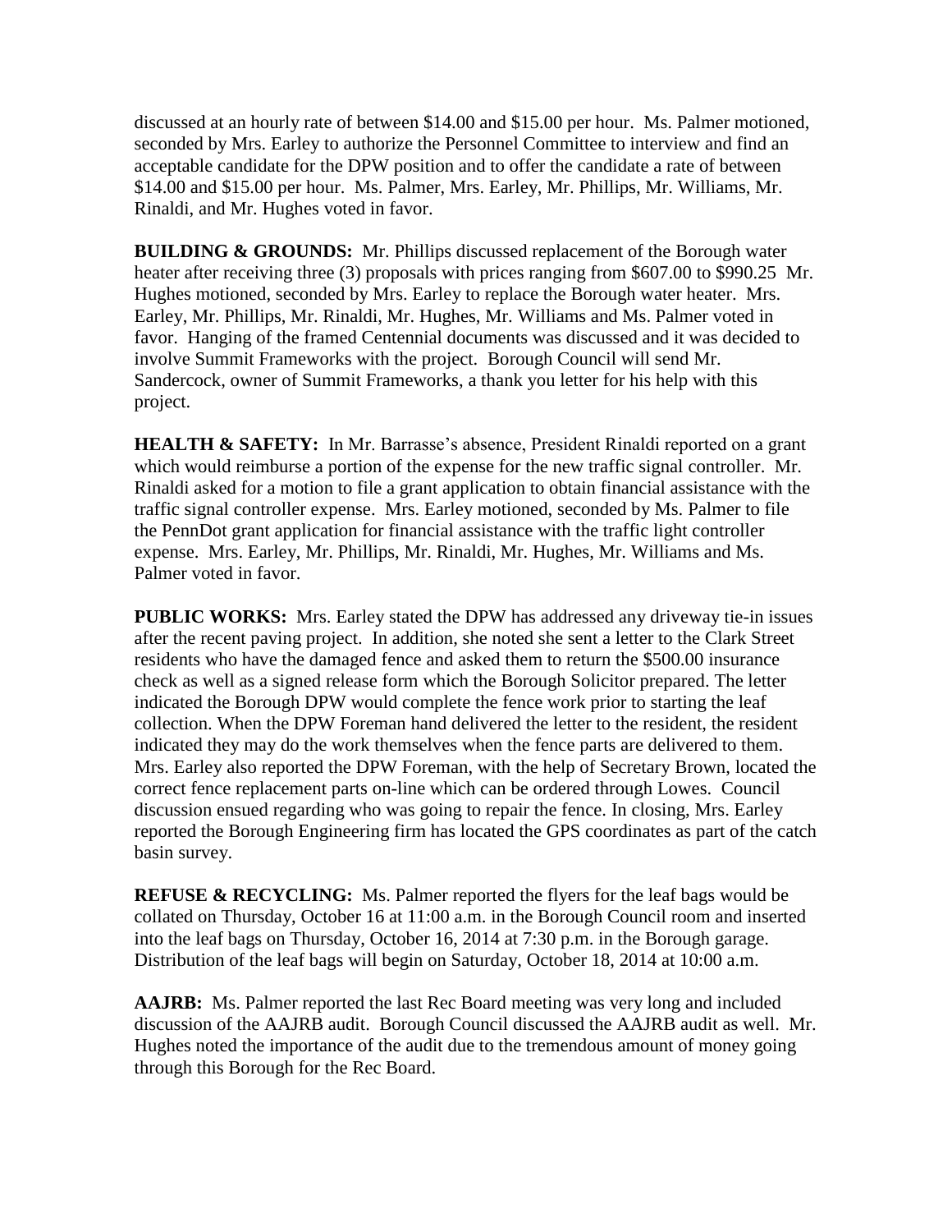discussed at an hourly rate of between $14.00 and $15.00 per hour. Ms. Palmer motioned, seconded by Mrs. Earley to authorize the Personnel Committee to interview and find an acceptable candidate for the DPW position and to offer the candidate a rate of between $14.00 and $15.00 per hour. Ms. Palmer, Mrs. Earley, Mr. Phillips, Mr. Williams, Mr. Rinaldi, and Mr. Hughes voted in favor.

**BUILDING & GROUNDS:** Mr. Phillips discussed replacement of the Borough water heater after receiving three (3) proposals with prices ranging from $607.00 to $990.25 Mr. Hughes motioned, seconded by Mrs. Earley to replace the Borough water heater. Mrs. Earley, Mr. Phillips, Mr. Rinaldi, Mr. Hughes, Mr. Williams and Ms. Palmer voted in favor. Hanging of the framed Centennial documents was discussed and it was decided to involve Summit Frameworks with the project. Borough Council will send Mr. Sandercock, owner of Summit Frameworks, a thank you letter for his help with this project.

**HEALTH & SAFETY:** In Mr. Barrasse's absence, President Rinaldi reported on a grant which would reimburse a portion of the expense for the new traffic signal controller. Mr. Rinaldi asked for a motion to file a grant application to obtain financial assistance with the traffic signal controller expense. Mrs. Earley motioned, seconded by Ms. Palmer to file the PennDot grant application for financial assistance with the traffic light controller expense. Mrs. Earley, Mr. Phillips, Mr. Rinaldi, Mr. Hughes, Mr. Williams and Ms. Palmer voted in favor.

**PUBLIC WORKS:** Mrs. Earley stated the DPW has addressed any driveway tie-in issues after the recent paving project. In addition, she noted she sent a letter to the Clark Street residents who have the damaged fence and asked them to return the $500.00 insurance check as well as a signed release form which the Borough Solicitor prepared. The letter indicated the Borough DPW would complete the fence work prior to starting the leaf collection. When the DPW Foreman hand delivered the letter to the resident, the resident indicated they may do the work themselves when the fence parts are delivered to them. Mrs. Earley also reported the DPW Foreman, with the help of Secretary Brown, located the correct fence replacement parts on-line which can be ordered through Lowes. Council discussion ensued regarding who was going to repair the fence. In closing, Mrs. Earley reported the Borough Engineering firm has located the GPS coordinates as part of the catch basin survey.

**REFUSE & RECYCLING:** Ms. Palmer reported the flyers for the leaf bags would be collated on Thursday, October 16 at 11:00 a.m. in the Borough Council room and inserted into the leaf bags on Thursday, October 16, 2014 at 7:30 p.m. in the Borough garage. Distribution of the leaf bags will begin on Saturday, October 18, 2014 at 10:00 a.m.

**AAJRB:** Ms. Palmer reported the last Rec Board meeting was very long and included discussion of the AAJRB audit. Borough Council discussed the AAJRB audit as well. Mr. Hughes noted the importance of the audit due to the tremendous amount of money going through this Borough for the Rec Board.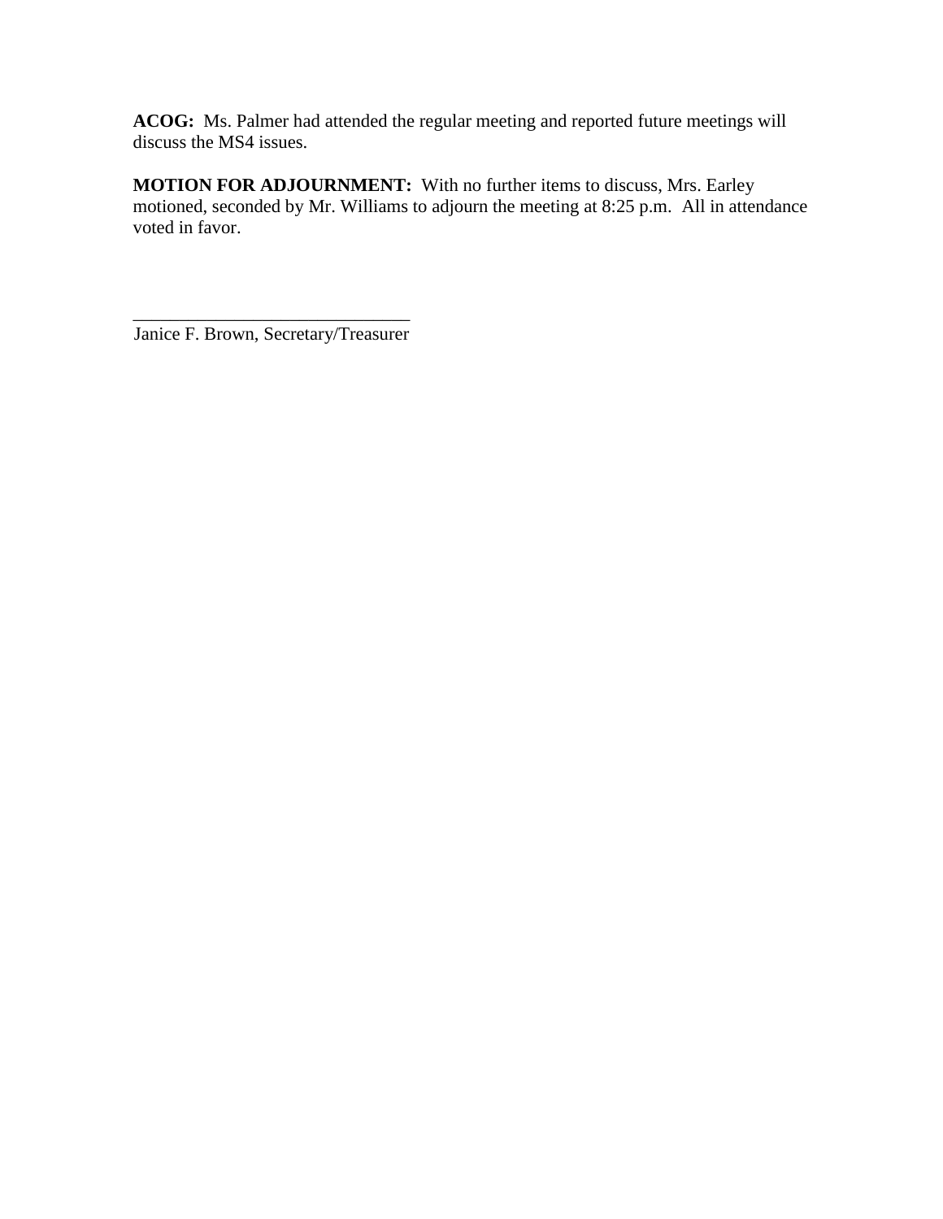**ACOG:** Ms. Palmer had attended the regular meeting and reported future meetings will discuss the MS4 issues.

**MOTION FOR ADJOURNMENT:** With no further items to discuss, Mrs. Earley motioned, seconded by Mr. Williams to adjourn the meeting at 8:25 p.m. All in attendance voted in favor.

\_\_\_\_\_\_\_\_\_\_\_\_\_\_\_\_\_\_\_\_\_\_\_\_\_\_\_\_\_\_

Janice F. Brown, Secretary/Treasurer